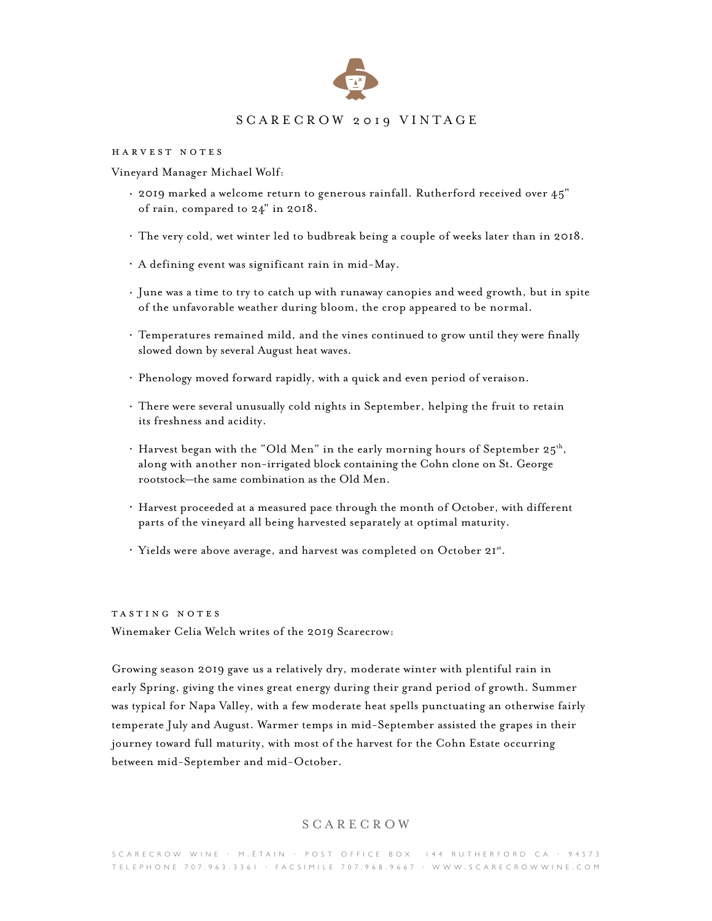# SCARECROW 2019 VINTAGE

## HARVEST NOTES

Vineyard Manager Michael Wolf:

- 2019 marked a welcome return to generous rainfall. Rutherford received over 45" of rain, compared to 24" in 2018.
- The very cold, wet winter led to budbreak being a couple of weeks later than in 2018.
- A defining event was significant rain in mid-May.
- June was a time to try to catch up with runaway canopies and weed growth, but in spite of the unfavorable weather during bloom, the crop appeared to be normal.
- Temperatures remained mild, and the vines continued to grow until they were finally slowed down by several August heat waves.
- Phenology moved forward rapidly, with a quick and even period of veraison.
- There were several unusually cold nights in September, helping the fruit to retain its freshness and acidity.
- Harvest began with the "Old Men" in the early morning hours of September 25th, along with another non-irrigated block containing the Cohn clone on St. George rootstock—the same combination as the Old Men.
- Harvest proceeded at a measured pace through the month of October, with different parts of the vineyard all being harvested separately at optimal maturity.
- Yields were above average, and harvest was completed on October 21st.

## TASTING NOTES

Winemaker Celia Welch writes of the 2019 Scarecrow:

Growing season 2019 gave us a relatively dry, moderate winter with plentiful rain in early Spring, giving the vines great energy during their grand period of growth. Summer was typical for Napa Valley, with a few moderate heat spells punctuating an otherwise fairly temperate July and August. Warmer temps in mid-September assisted the grapes in their journey toward full maturity, with most of the harvest for the Cohn Estate occurring between mid-September and mid-October.

SCARECROW

SCARECROW WINE · M.ÉTAIN · POST OFFICE BOX 144 RUTHERFORD CA · 94573
TELEPHONE 707.963.3361 · FACSIMILE 707.968.9667 · WWW.SCARECROWWINE.COM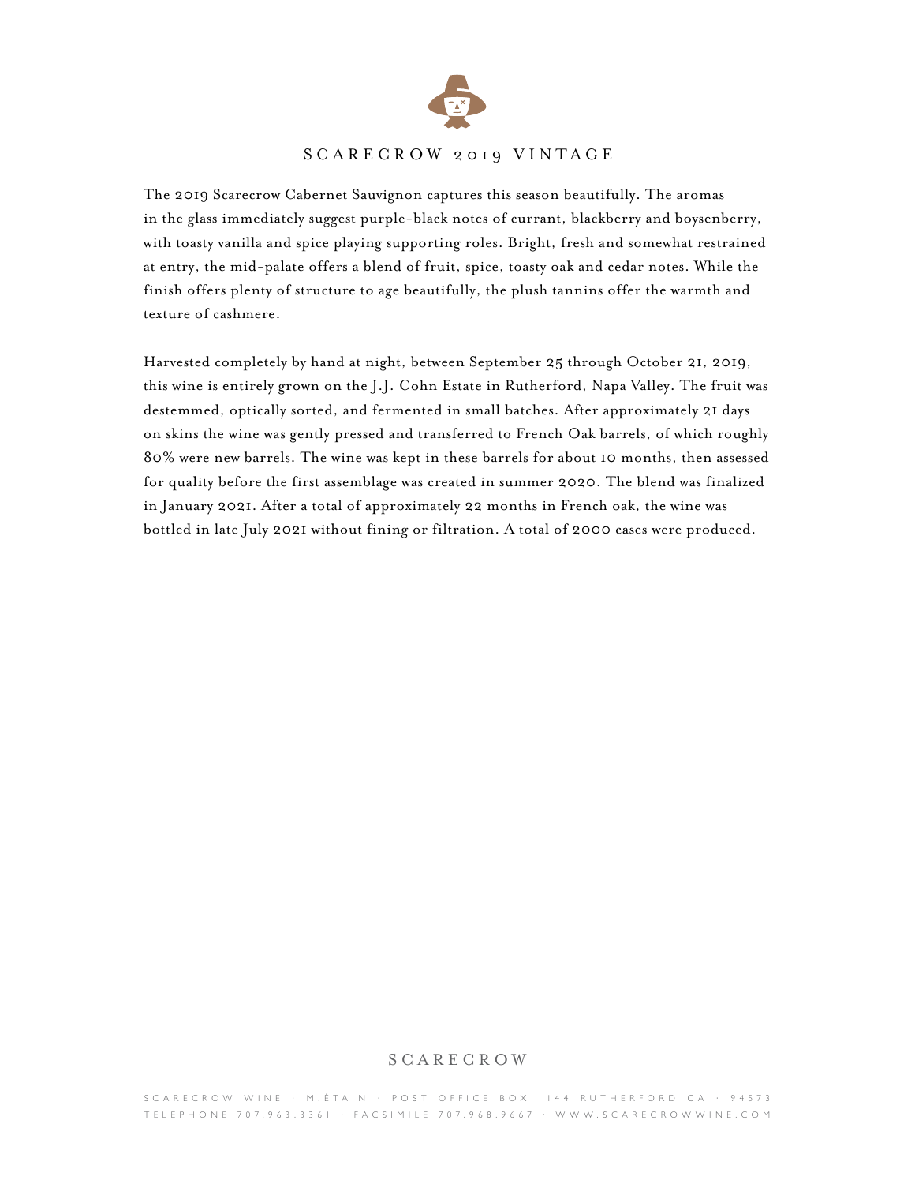# SCARECROW 2019 VINTAGE

The 2019 Scarecrow Cabernet Sauvignon captures this season beautifully. The aromas in the glass immediately suggest purple-black notes of currant, blackberry and boysenberry, with toasty vanilla and spice playing supporting roles. Bright, fresh and somewhat restrained at entry, the mid-palate offers a blend of fruit, spice, toasty oak and cedar notes. While the finish offers plenty of structure to age beautifully, the plush tannins offer the warmth and texture of cashmere.

Harvested completely by hand at night, between September 25 through October 21, 2019, this wine is entirely grown on the J.J. Cohn Estate in Rutherford, Napa Valley. The fruit was destemmed, optically sorted, and fermented in small batches. After approximately 21 days on skins the wine was gently pressed and transferred to French Oak barrels, of which roughly 80% were new barrels. The wine was kept in these barrels for about 10 months, then assessed for quality before the first assemblage was created in summer 2020. The blend was finalized in January 2021. After a total of approximately 22 months in French oak, the wine was bottled in late July 2021 without fining or filtration. A total of 2000 cases were produced.

SCARECROW

SCARECROW WINE · M.ÉTAIN · POST OFFICE BOX 144 RUTHERFORD CA · 94573
TELEPHONE 707.963.3361 · FACSIMILE 707.968.9667 · WWW.SCARECROWWINE.COM